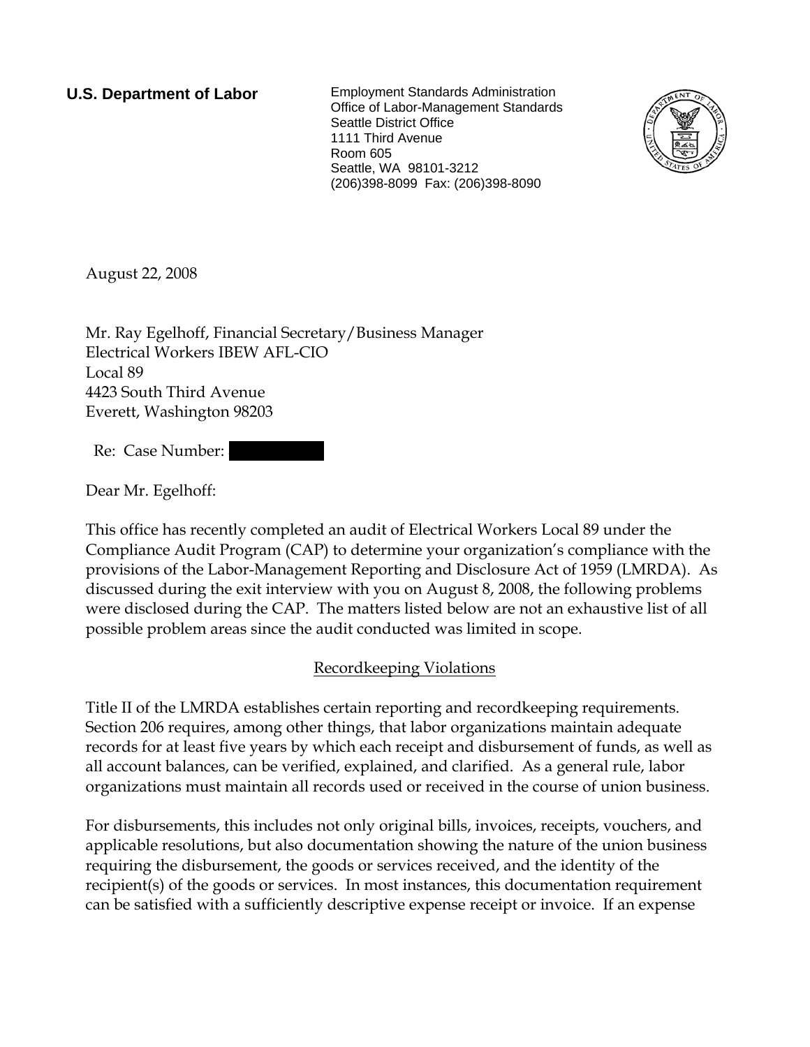**U.S. Department of Labor**

Employment Standards Administration
Office of Labor-Management Standards
Seattle District Office
1111 Third Avenue
Room 605
Seattle, WA 98101-3212
(206)398-8099 Fax: (206)398-8090

August 22, 2008

Mr. Ray Egelhoff, Financial Secretary/Business Manager
Electrical Workers IBEW AFL-CIO
Local 89
4423 South Third Avenue
Everett, Washington 98203

Re: Case Number: 

Dear Mr. Egelhoff:

This office has recently completed an audit of Electrical Workers Local 89 under the Compliance Audit Program (CAP) to determine your organization's compliance with the provisions of the Labor-Management Reporting and Disclosure Act of 1959 (LMRDA). As discussed during the exit interview with you on August 8, 2008, the following problems were disclosed during the CAP. The matters listed below are not an exhaustive list of all possible problem areas since the audit conducted was limited in scope.

## Recordkeeping Violations

Title II of the LMRDA establishes certain reporting and recordkeeping requirements. Section 206 requires, among other things, that labor organizations maintain adequate records for at least five years by which each receipt and disbursement of funds, as well as all account balances, can be verified, explained, and clarified. As a general rule, labor organizations must maintain all records used or received in the course of union business.

For disbursements, this includes not only original bills, invoices, receipts, vouchers, and applicable resolutions, but also documentation showing the nature of the union business requiring the disbursement, the goods or services received, and the identity of the recipient(s) of the goods or services. In most instances, this documentation requirement can be satisfied with a sufficiently descriptive expense receipt or invoice. If an expense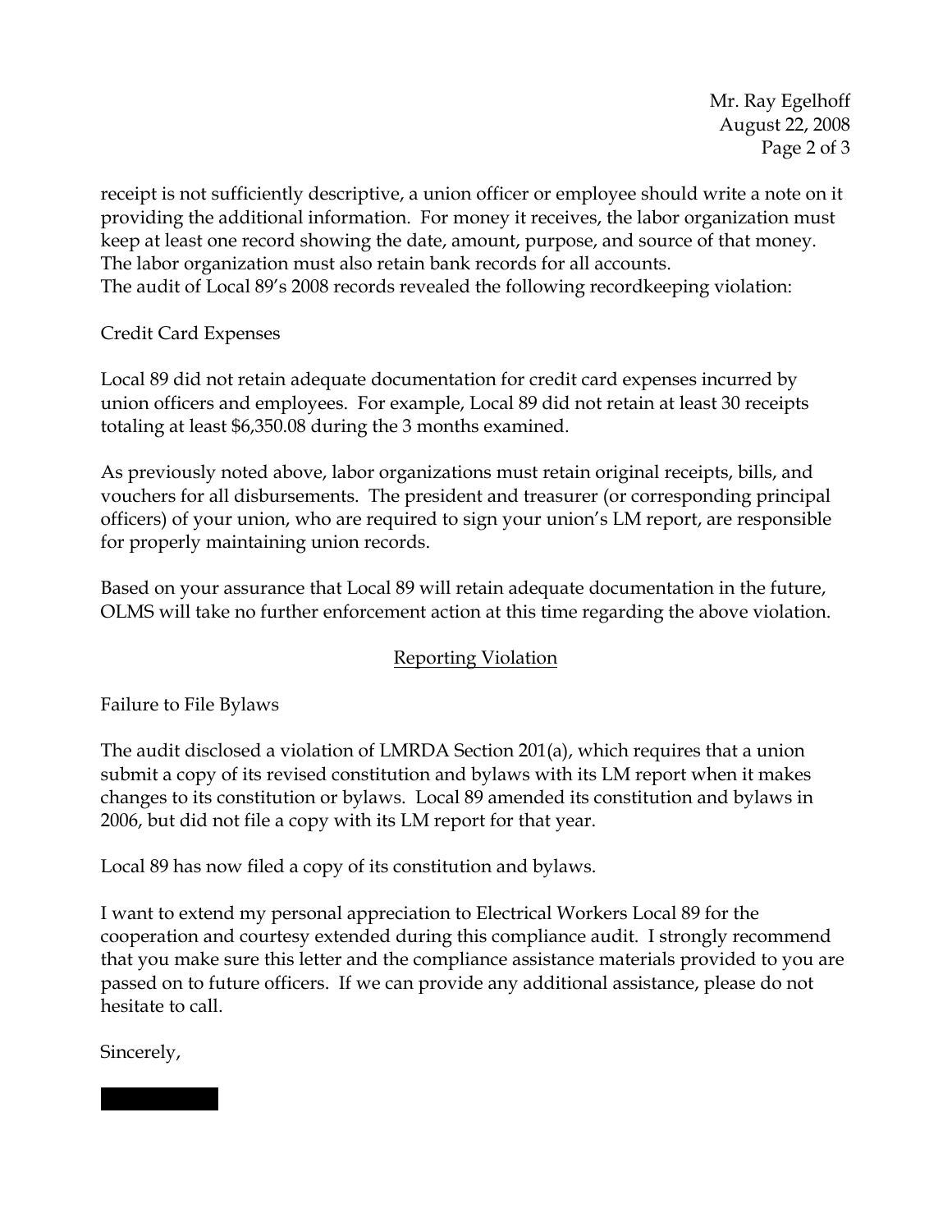receipt is not sufficiently descriptive, a union officer or employee should write a note on it providing the additional information. For money it receives, the labor organization must keep at least one record showing the date, amount, purpose, and source of that money. The labor organization must also retain bank records for all accounts.
The audit of Local 89's 2008 records revealed the following recordkeeping violation:

Credit Card Expenses

Local 89 did not retain adequate documentation for credit card expenses incurred by union officers and employees. For example, Local 89 did not retain at least 30 receipts totaling at least $6,350.08 during the 3 months examined.

As previously noted above, labor organizations must retain original receipts, bills, and vouchers for all disbursements. The president and treasurer (or corresponding principal officers) of your union, who are required to sign your union's LM report, are responsible for properly maintaining union records.

Based on your assurance that Local 89 will retain adequate documentation in the future, OLMS will take no further enforcement action at this time regarding the above violation.

<u>Reporting Violation</u>

Failure to File Bylaws

The audit disclosed a violation of LMRDA Section 201(a), which requires that a union submit a copy of its revised constitution and bylaws with its LM report when it makes changes to its constitution or bylaws. Local 89 amended its constitution and bylaws in 2006, but did not file a copy with its LM report for that year.

Local 89 has now filed a copy of its constitution and bylaws.

I want to extend my personal appreciation to Electrical Workers Local 89 for the cooperation and courtesy extended during this compliance audit. I strongly recommend that you make sure this letter and the compliance assistance materials provided to you are passed on to future officers. If we can provide any additional assistance, please do not hesitate to call.

Sincerely,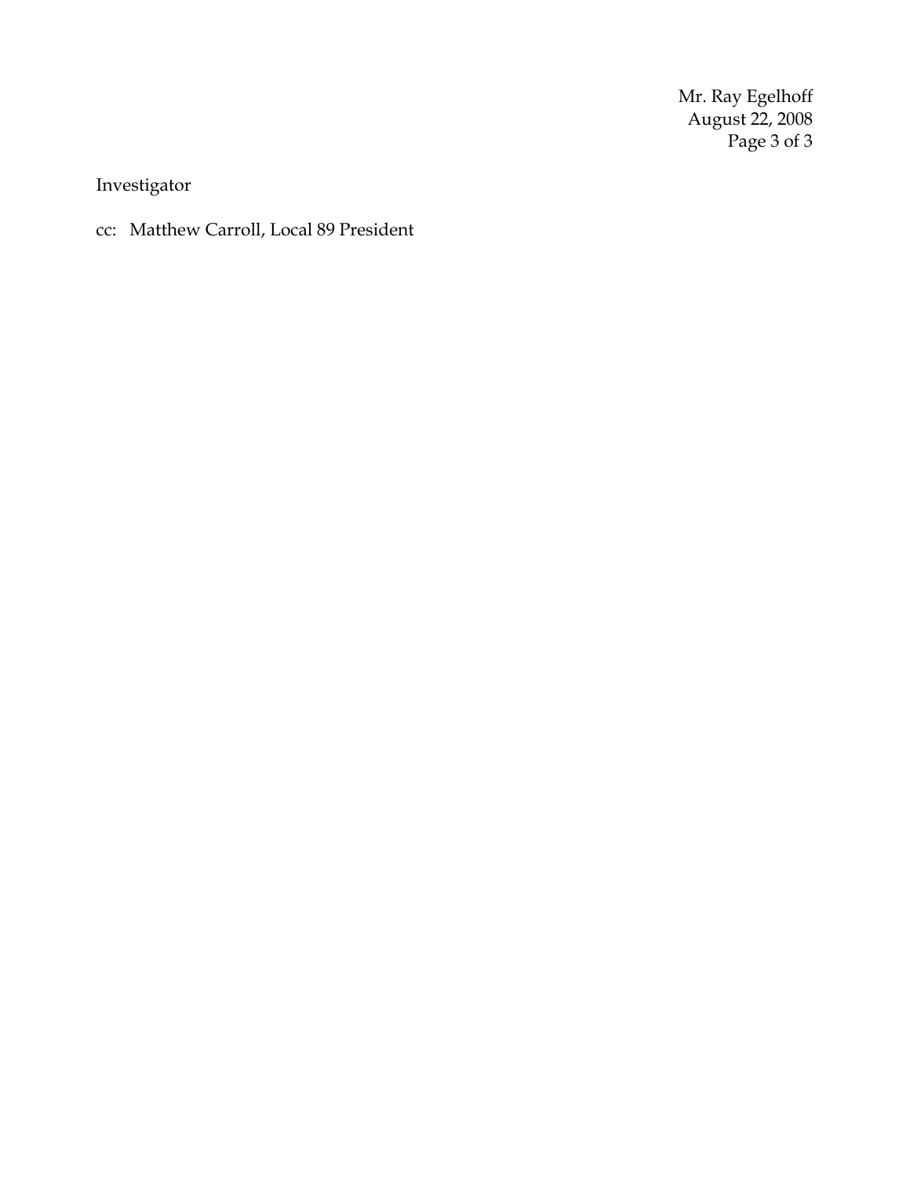Investigator

cc: Matthew Carroll, Local 89 President